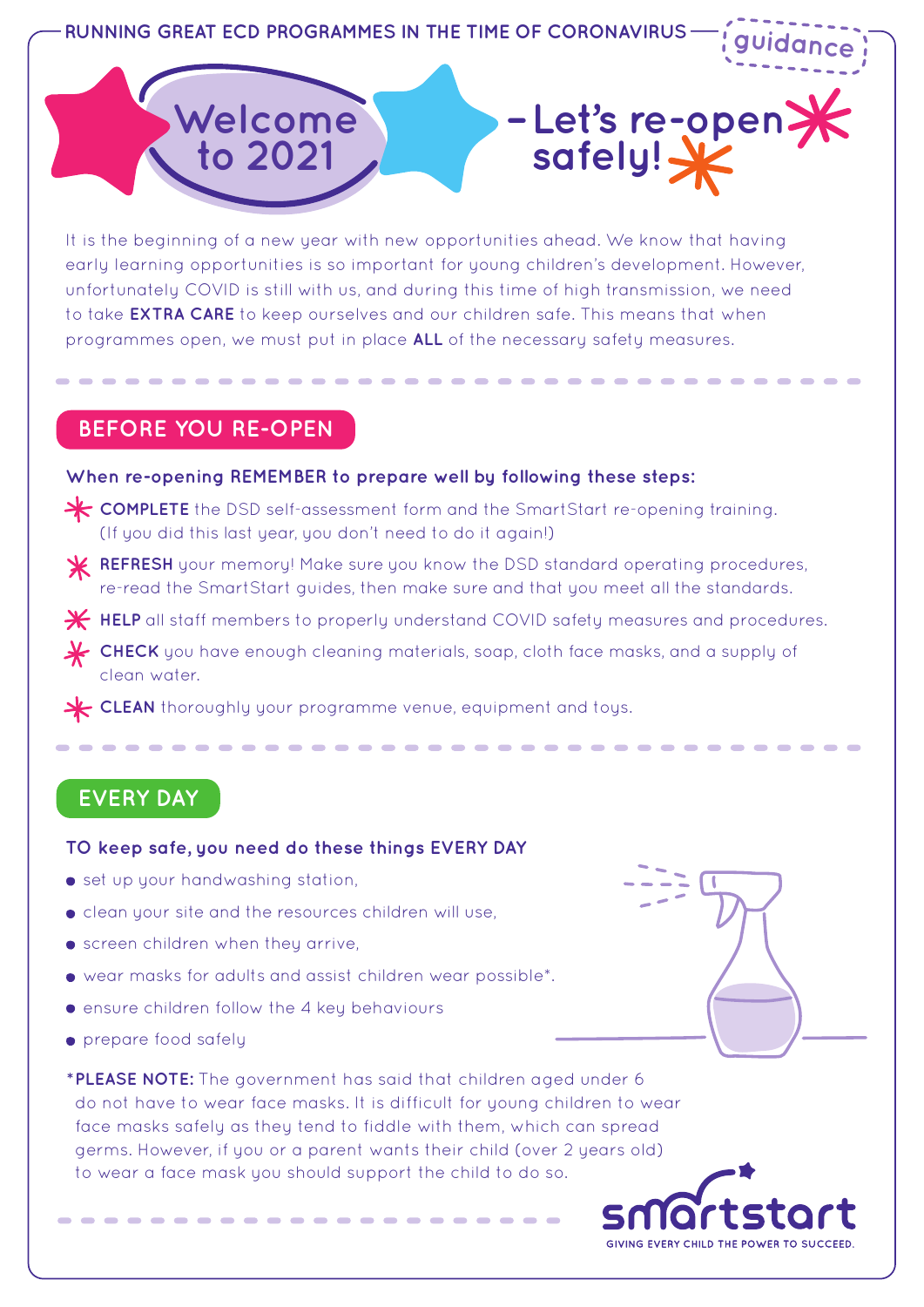RUNNING GREAT ECD PROGRAMMES IN THE TIME OF CORONAVIRUS — guidance

# Welcome to 2021 – Let's re-open safely!

It is the beginning of a new year with new opportunities ahead. We know that having early learning opportunities is so important for young children's development. However, unfortunately COVID is still with us, and during this time of high transmission, we need to take **EXTRA CARE** to keep ourselves and our children safe. This means that when programmes open, we must put in place **ALL** of the necessary safety measures.

## BEFORE YOU RE-OPEN

**When re-opening REMEMBER to prepare well by following these steps:**

- **COMPLETE** the DSD self-assessment form and the SmartStart re-opening training. (If you did this last year, you don't need to do it again!)
- **REFRESH** your memory! Make sure you know the DSD standard operating procedures, re-read the SmartStart guides, then make sure and that you meet all the standards.
- **HELP** all staff members to properly understand COVID safety measures and procedures.
- **CHECK** you have enough cleaning materials, soap, cloth face masks, and a supply of clean water.
- **CLEAN** thoroughly your programme venue, equipment and toys.

## EVERY DAY

**TO keep safe, you need do these things EVERY DAY**

- set up your handwashing station,
- clean your site and the resources children will use,
- screen children when they arrive,
- wear masks for adults and assist children wear possible*.
- ensure children follow the 4 key behaviours
- prepare food safely

***PLEASE NOTE:** The government has said that children aged under 6 do not have to wear face masks. It is difficult for young children to wear face masks safely as they tend to fiddle with them, which can spread germs. However, if you or a parent wants their child (over 2 years old) to wear a face mask you should support the child to do so.

smartstart
GIVING EVERY CHILD THE POWER TO SUCCEED.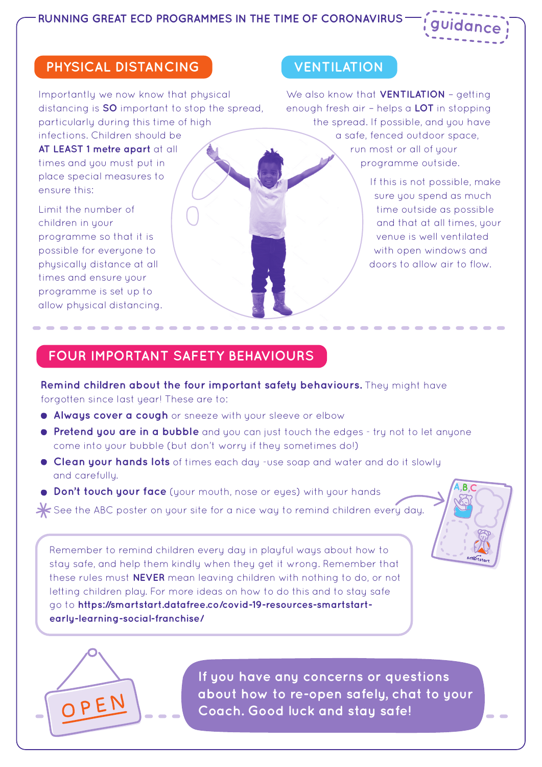## PHYSICAL DISTANCING

Importantly we now know that physical distancing is **SO** important to stop the spread, particularly during this time of high infections. Children should be **AT LEAST 1 metre apart** at all times and you must put in place special measures to ensure this:

Limit the number of children in your programme so that it is possible for everyone to physically distance at all times and ensure your programme is set up to allow physical distancing.

## VENTILATION

We also know that **VENTILATION** – getting enough fresh air – helps a **LOT** in stopping the spread. If possible, and you have a safe, fenced outdoor space, run most or all of your programme outside.

If this is not possible, make sure you spend as much time outside as possible and that at all times, your venue is well ventilated with open windows and doors to allow air to flow.

## FOUR IMPORTANT SAFETY BEHAVIOURS

**Remind children about the four important safety behaviours.** They might have forgotten since last year! These are to:

- **Always cover a cough** or sneeze with your sleeve or elbow
- **Pretend you are in a bubble** and you can just touch the edges - try not to let anyone come into your bubble (but don't worry if they sometimes do!)
- **Clean your hands lots** of times each day -use soap and water and do it slowly and carefully.
- **Don't touch your face** (your mouth, nose or eyes) with your hands

* See the ABC poster on your site for a nice way to remind children every day.

Remember to remind children every day in playful ways about how to stay safe, and help them kindly when they get it wrong. Remember that these rules must **NEVER** mean leaving children with nothing to do, or not letting children play. For more ideas on how to do this and to stay safe go to **https://smartstart.datafree.co/covid-19-resources-smartstart-early-learning-social-franchise/**

**If you have any concerns or questions about how to re-open safely, chat to your Coach. Good luck and stay safe!**